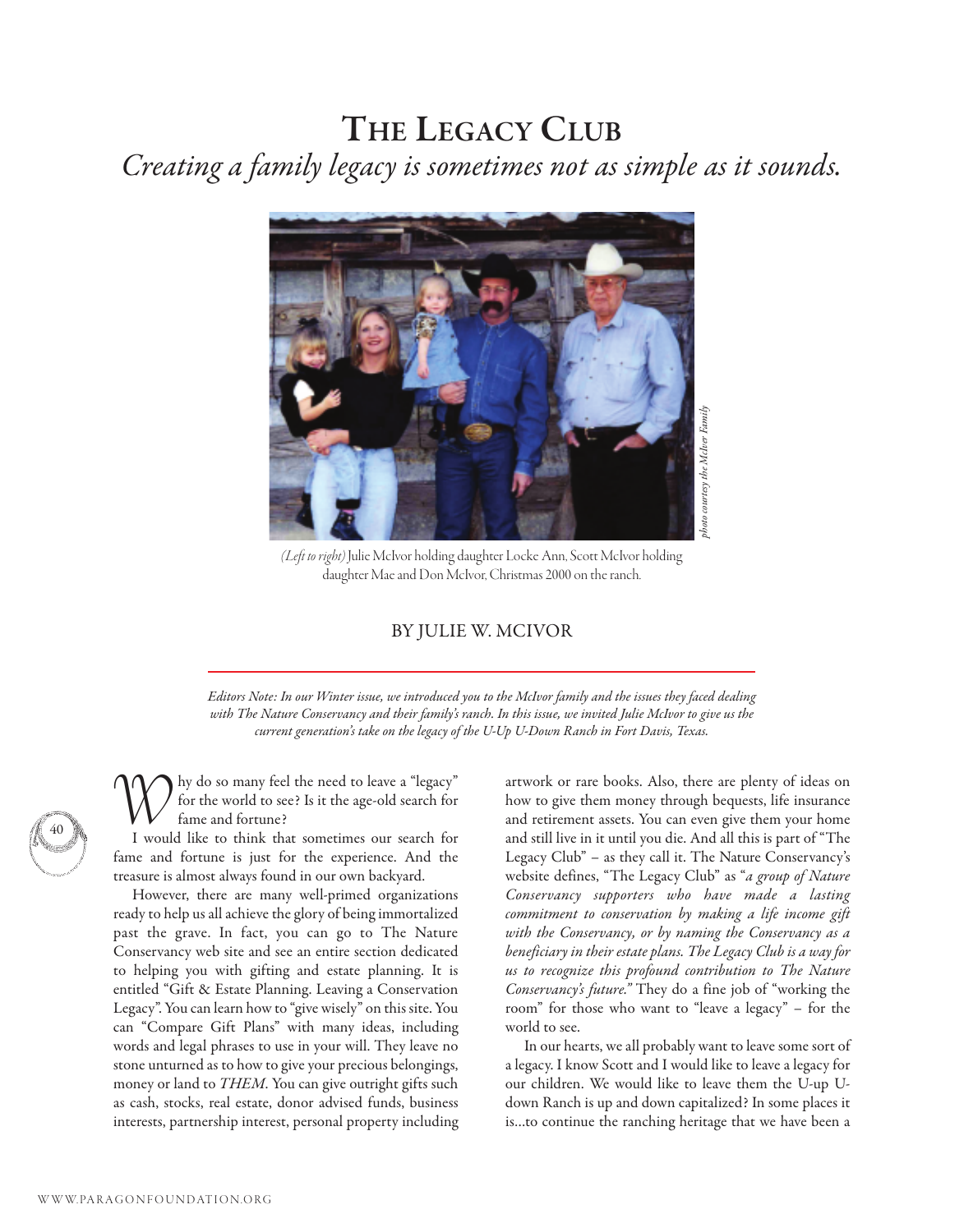# The Legacy Club

*Creating a family legacy is sometimes not as simple as it sounds.*

*(Left to right)* Julie McIvor holding daughter Locke Ann, Scott McIvor holding daughter Mae and Don McIvor, Christmas 2000 on the ranch.

*photo courtesy the McIver Family*

BY JULIE W. MCIVOR

*Editors Note: In our Winter issue, we introduced you to the McIvor family and the issues they faced dealing with The Nature Conservancy and their family's ranch. In this issue, we invited Julie McIvor to give us the current generation's take on the legacy of the U-Up U-Down Ranch in Fort Davis, Texas.*

Why do so many feel the need to leave a "legacy" for the world to see? Is it the age-old search for fame and fortune?

I would like to think that sometimes our search for fame and fortune is just for the experience. And the treasure is almost always found in our own backyard.

However, there are many well-primed organizations ready to help us all achieve the glory of being immortalized past the grave. In fact, you can go to The Nature Conservancy web site and see an entire section dedicated to helping you with gifting and estate planning. It is entitled "Gift & Estate Planning. Leaving a Conservation Legacy". You can learn how to "give wisely" on this site. You can "Compare Gift Plans" with many ideas, including words and legal phrases to use in your will. They leave no stone unturned as to how to give your precious belongings, money or land to *THEM*. You can give outright gifts such as cash, stocks, real estate, donor advised funds, business interests, partnership interest, personal property including artwork or rare books. Also, there are plenty of ideas on how to give them money through bequests, life insurance and retirement assets. You can even give them your home and still live in it until you die. And all this is part of "The Legacy Club" – as they call it. The Nature Conservancy's website defines, "The Legacy Club" as "*a group of Nature Conservancy supporters who have made a lasting commitment to conservation by making a life income gift with the Conservancy, or by naming the Conservancy as a beneficiary in their estate plans. The Legacy Club is a way for us to recognize this profound contribution to The Nature Conservancy's future."* They do a fine job of "working the room" for those who want to "leave a legacy" – for the world to see.

In our hearts, we all probably want to leave some sort of a legacy. I know Scott and I would like to leave a legacy for our children. We would like to leave them the U-up U-down Ranch is up and down capitalized? In some places it is...to continue the ranching heritage that we have been a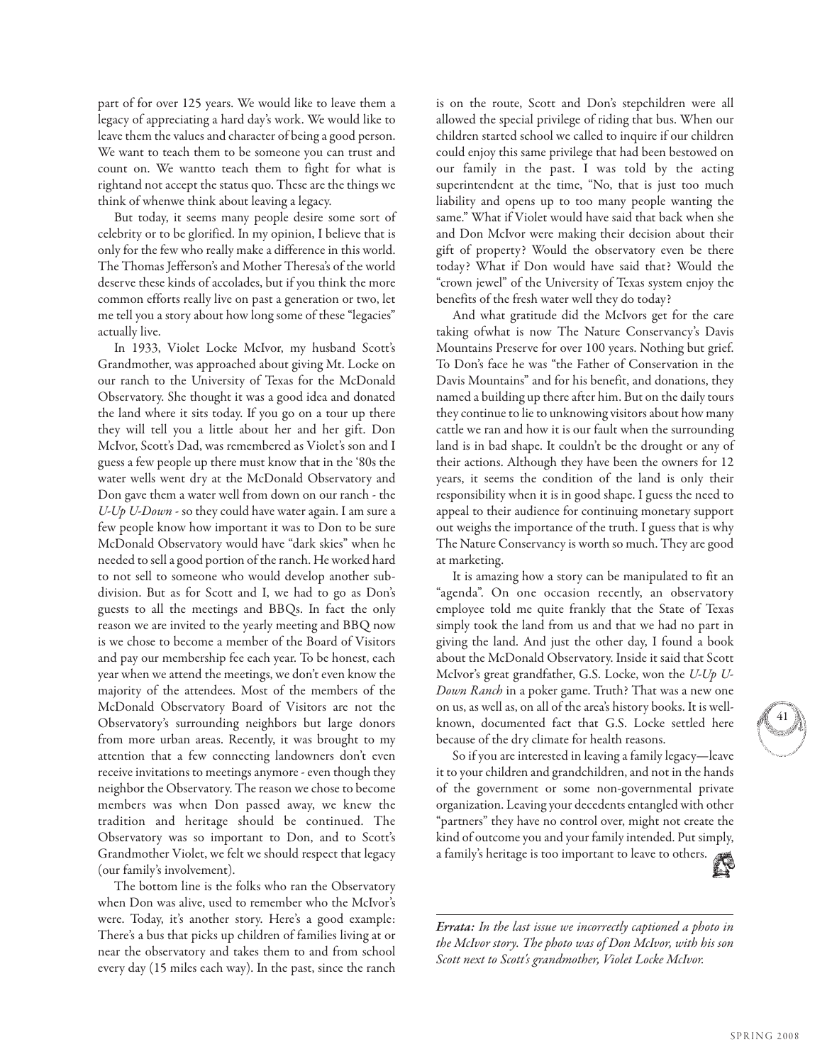part of for over 125 years. We would like to leave them a legacy of appreciating a hard day's work. We would like to leave them the values and character of being a good person. We want to teach them to be someone you can trust and count on. We wantto teach them to fight for what is rightand not accept the status quo. These are the things we think of whenwe think about leaving a legacy.

But today, it seems many people desire some sort of celebrity or to be glorified. In my opinion, I believe that is only for the few who really make a difference in this world. The Thomas Jefferson's and Mother Theresa's of the world deserve these kinds of accolades, but if you think the more common efforts really live on past a generation or two, let me tell you a story about how long some of these "legacies" actually live.

In 1933, Violet Locke McIvor, my husband Scott's Grandmother, was approached about giving Mt. Locke on our ranch to the University of Texas for the McDonald Observatory. She thought it was a good idea and donated the land where it sits today. If you go on a tour up there they will tell you a little about her and her gift. Don McIvor, Scott's Dad, was remembered as Violet's son and I guess a few people up there must know that in the '80s the water wells went dry at the McDonald Observatory and Don gave them a water well from down on our ranch - the *U-Up U-Down* - so they could have water again. I am sure a few people know how important it was to Don to be sure McDonald Observatory would have "dark skies" when he needed to sell a good portion of the ranch. He worked hard to not sell to someone who would develop another subdivision. But as for Scott and I, we had to go as Don's guests to all the meetings and BBQs. In fact the only reason we are invited to the yearly meeting and BBQ now is we chose to become a member of the Board of Visitors and pay our membership fee each year. To be honest, each year when we attend the meetings, we don't even know the majority of the attendees. Most of the members of the McDonald Observatory Board of Visitors are not the Observatory's surrounding neighbors but large donors from more urban areas. Recently, it was brought to my attention that a few connecting landowners don't even receive invitations to meetings anymore - even though they neighbor the Observatory. The reason we chose to become members was when Don passed away, we knew the tradition and heritage should be continued. The Observatory was so important to Don, and to Scott's Grandmother Violet, we felt we should respect that legacy (our family's involvement).

The bottom line is the folks who ran the Observatory when Don was alive, used to remember who the McIvor's were. Today, it's another story. Here's a good example: There's a bus that picks up children of families living at or near the observatory and takes them to and from school every day (15 miles each way). In the past, since the ranch is on the route, Scott and Don's stepchildren were all allowed the special privilege of riding that bus. When our children started school we called to inquire if our children could enjoy this same privilege that had been bestowed on our family in the past. I was told by the acting superintendent at the time, "No, that is just too much liability and opens up to too many people wanting the same." What if Violet would have said that back when she and Don McIvor were making their decision about their gift of property? Would the observatory even be there today? What if Don would have said that? Would the "crown jewel" of the University of Texas system enjoy the benefits of the fresh water well they do today?

And what gratitude did the McIvors get for the care taking ofwhat is now The Nature Conservancy's Davis Mountains Preserve for over 100 years. Nothing but grief. To Don's face he was "the Father of Conservation in the Davis Mountains" and for his benefit, and donations, they named a building up there after him. But on the daily tours they continue to lie to unknowing visitors about how many cattle we ran and how it is our fault when the surrounding land is in bad shape. It couldn't be the drought or any of their actions. Although they have been the owners for 12 years, it seems the condition of the land is only their responsibility when it is in good shape. I guess the need to appeal to their audience for continuing monetary support out weighs the importance of the truth. I guess that is why The Nature Conservancy is worth so much. They are good at marketing.

It is amazing how a story can be manipulated to fit an "agenda". On one occasion recently, an observatory employee told me quite frankly that the State of Texas simply took the land from us and that we had no part in giving the land. And just the other day, I found a book about the McDonald Observatory. Inside it said that Scott McIvor's great grandfather, G.S. Locke, won the *U-Up U-Down Ranch* in a poker game. Truth? That was a new one on us, as well as, on all of the area's history books. It is well-known, documented fact that G.S. Locke settled here because of the dry climate for health reasons.

So if you are interested in leaving a family legacy—leave it to your children and grandchildren, and not in the hands of the government or some non-governmental private organization. Leaving your decedents entangled with other "partners" they have no control over, might not create the kind of outcome you and your family intended. Put simply, a family's heritage is too important to leave to others.

***Errata:*** *In the last issue we incorrectly captioned a photo in the McIvor story. The photo was of Don McIvor, with his son Scott next to Scott's grandmother, Violet Locke McIvor.*